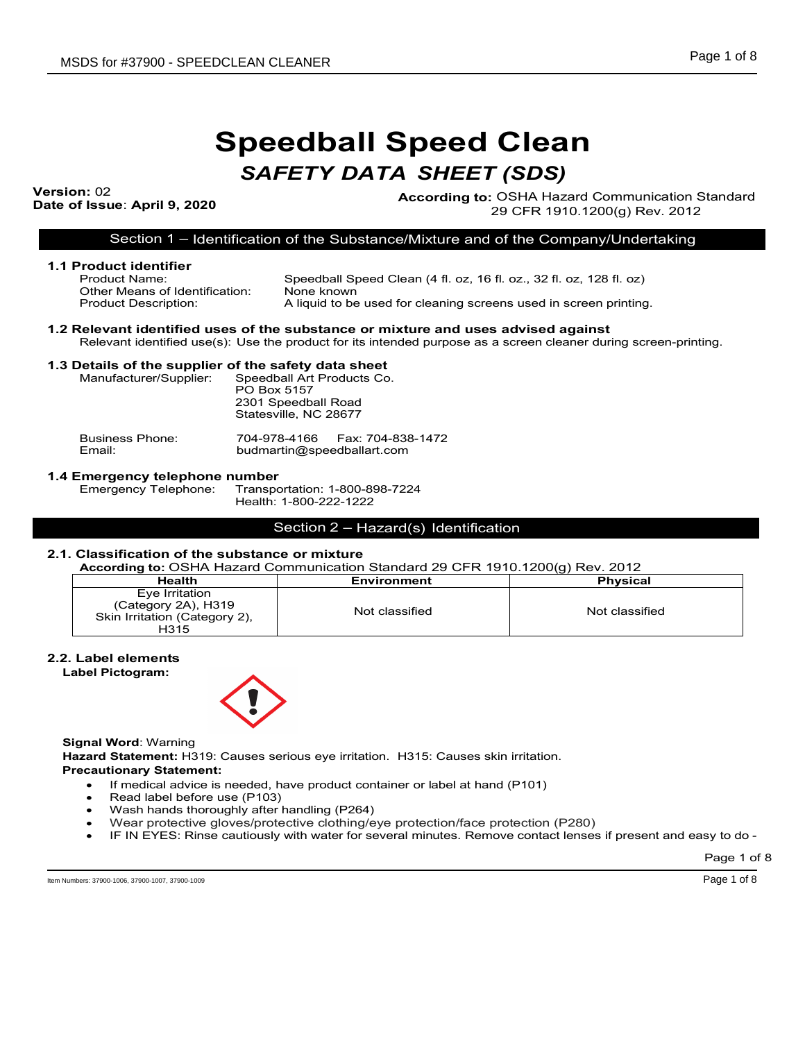# Speedball Speed Clean

## *SAFETY DATA SHEET (SDS)*

**Version:** 02
**Date of Issue**: **April 9, 2020**

**According to:** OSHA Hazard Communication Standard 29 CFR 1910.1200(g) Rev. 2012

## Section 1 – Identification of the Substance/Mixture and of the Company/Undertaking

### 1.1 Product identifier

Product Name: Speedball Speed Clean (4 fl. oz, 16 fl. oz., 32 fl. oz, 128 fl. oz)
Other Means of Identification: None known
Product Description: A liquid to be used for cleaning screens used in screen printing.

### 1.2 Relevant identified uses of the substance or mixture and uses advised against

Relevant identified use(s): Use the product for its intended purpose as a screen cleaner during screen-printing.

### 1.3 Details of the supplier of the safety data sheet

Manufacturer/Supplier: Speedball Art Products Co.
PO Box 5157
2301 Speedball Road
Statesville, NC 28677

Business Phone: 704-978-4166 Fax: 704-838-1472
Email: budmartin@speedballart.com

### 1.4 Emergency telephone number

Emergency Telephone: Transportation: 1-800-898-7224
Health: 1-800-222-1222

## Section 2 – Hazard(s) Identification

### 2.1. Classification of the substance or mixture

**According to:** OSHA Hazard Communication Standard 29 CFR 1910.1200(g) Rev. 2012

| Health | Environment | Physical |
|---|---|---|
| Eye Irritation (Category 2A), H319 Skin Irritation (Category 2), H315 | Not classified | Not classified |

### 2.2. Label elements

**Label Pictogram:**

**Signal Word**: Warning
**Hazard Statement:** H319: Causes serious eye irritation. H315: Causes skin irritation.
**Precautionary Statement:**

- If medical advice is needed, have product container or label at hand (P101)
- Read label before use (P103)
- Wash hands thoroughly after handling (P264)
- Wear protective gloves/protective clothing/eye protection/face protection (P280)
- IF IN EYES: Rinse cautiously with water for several minutes. Remove contact lenses if present and easy to do -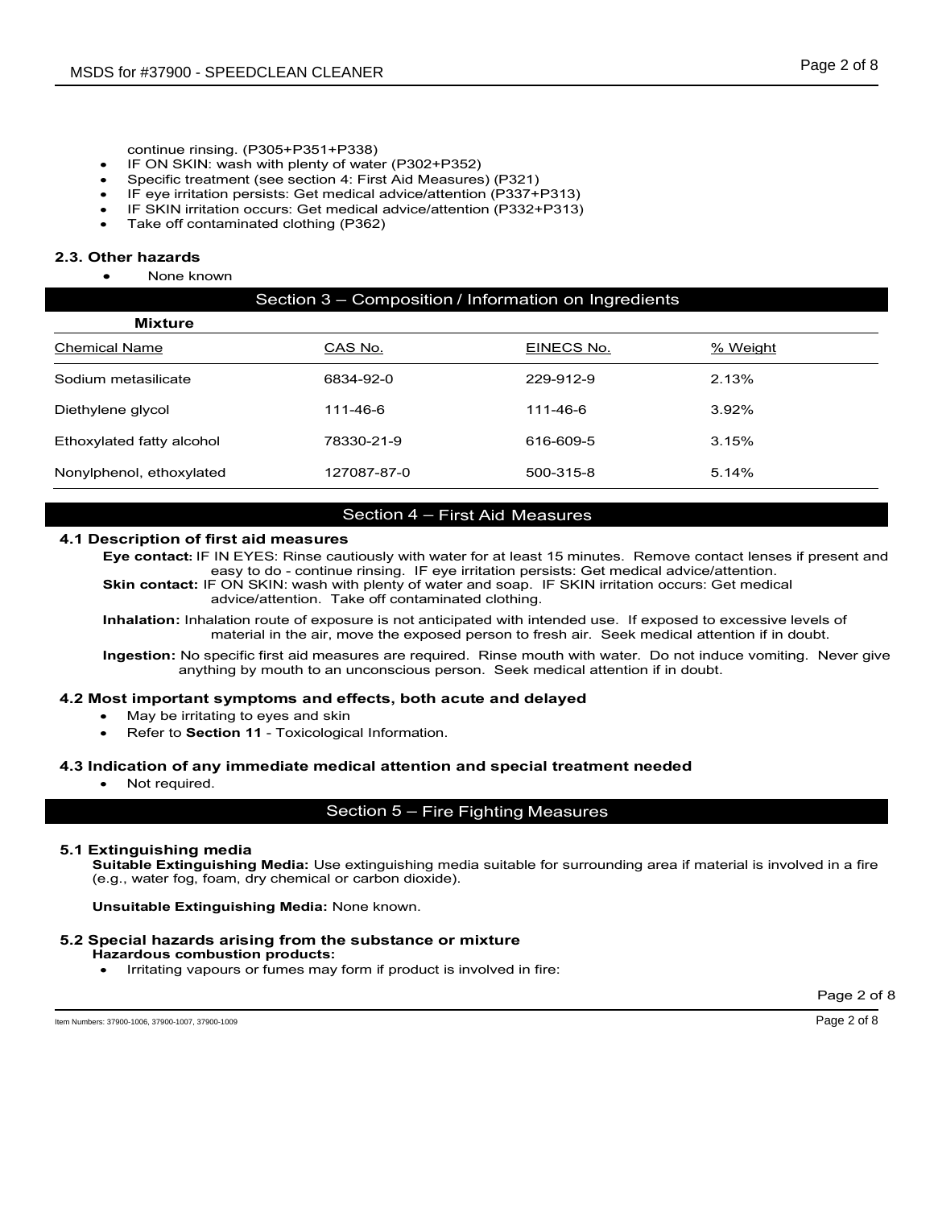continue rinsing. (P305+P351+P338)

- IF ON SKIN: wash with plenty of water (P302+P352)
- Specific treatment (see section 4: First Aid Measures) (P321)
- IF eye irritation persists: Get medical advice/attention (P337+P313)
- IF SKIN irritation occurs: Get medical advice/attention (P332+P313)
- Take off contaminated clothing (P362)

### 2.3. Other hazards

- None known

## Section 3 – Composition / Information on Ingredients

**Mixture**

| Chemical Name | CAS No. | EINECS No. | % Weight |
|---|---|---|---|
| Sodium metasilicate | 6834-92-0 | 229-912-9 | 2.13% |
| Diethylene glycol | 111-46-6 | 111-46-6 | 3.92% |
| Ethoxylated fatty alcohol | 78330-21-9 | 616-609-5 | 3.15% |
| Nonylphenol, ethoxylated | 127087-87-0 | 500-315-8 | 5.14% |

## Section 4 – First Aid Measures

### 4.1 Description of first aid measures

**Eye contact:** IF IN EYES: Rinse cautiously with water for at least 15 minutes. Remove contact lenses if present and easy to do - continue rinsing. IF eye irritation persists: Get medical advice/attention.

**Skin contact:** IF ON SKIN: wash with plenty of water and soap. IF SKIN irritation occurs: Get medical advice/attention. Take off contaminated clothing.

**Inhalation:** Inhalation route of exposure is not anticipated with intended use. If exposed to excessive levels of material in the air, move the exposed person to fresh air. Seek medical attention if in doubt.

**Ingestion:** No specific first aid measures are required. Rinse mouth with water. Do not induce vomiting. Never give anything by mouth to an unconscious person. Seek medical attention if in doubt.

### 4.2 Most important symptoms and effects, both acute and delayed

- May be irritating to eyes and skin
- Refer to **Section 11** - Toxicological Information.

### 4.3 Indication of any immediate medical attention and special treatment needed

- Not required.

## Section 5 – Fire Fighting Measures

### 5.1 Extinguishing media

**Suitable Extinguishing Media:** Use extinguishing media suitable for surrounding area if material is involved in a fire (e.g., water fog, foam, dry chemical or carbon dioxide).

**Unsuitable Extinguishing Media:** None known.

### 5.2 Special hazards arising from the substance or mixture

**Hazardous combustion products:**

- Irritating vapours or fumes may form if product is involved in fire:

Item Numbers: 37900-1006, 37900-1007, 37900-1009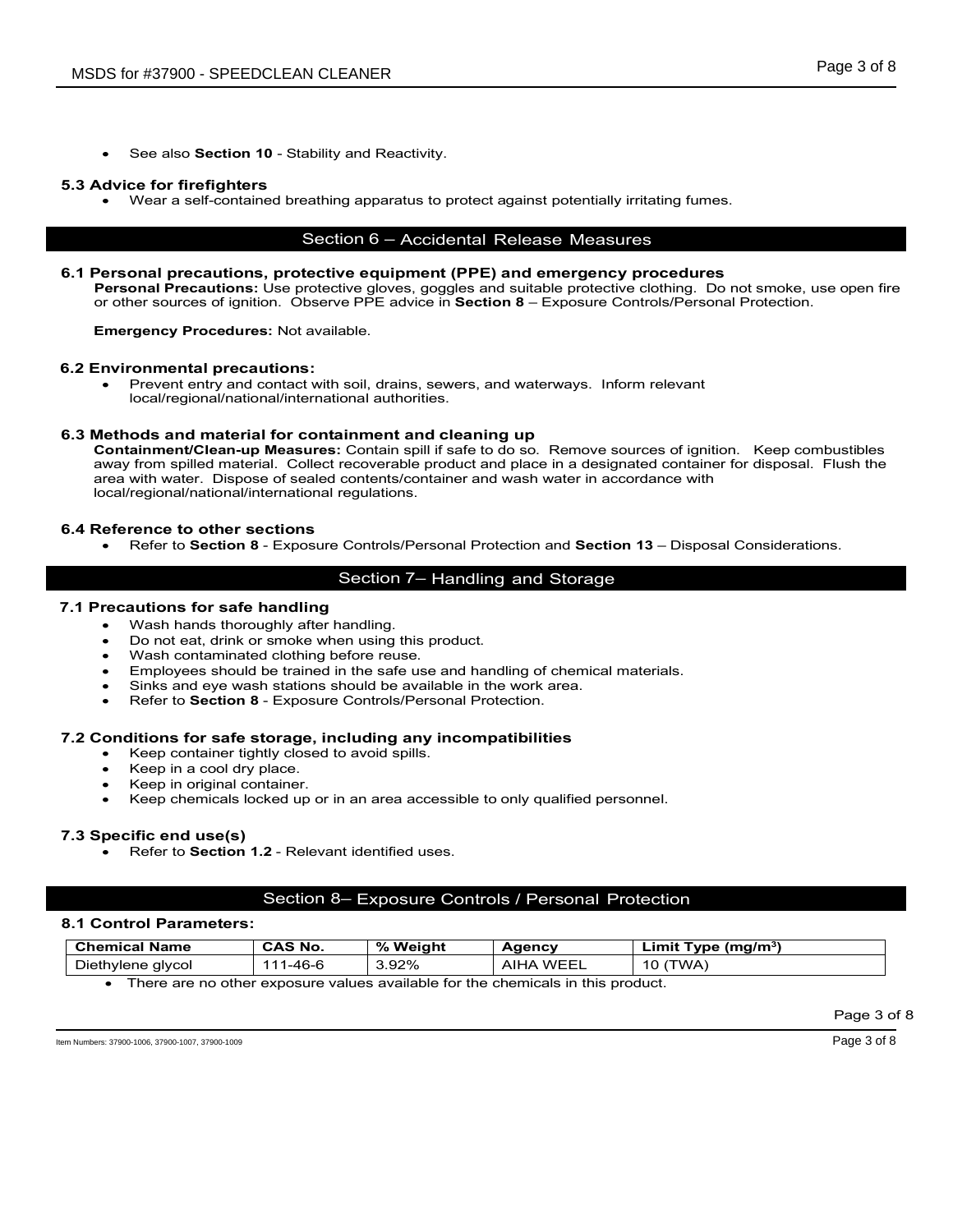- See also **Section 10** - Stability and Reactivity.

### 5.3 Advice for firefighters

- Wear a self-contained breathing apparatus to protect against potentially irritating fumes.

## Section 6 – Accidental Release Measures

### 6.1 Personal precautions, protective equipment (PPE) and emergency procedures

**Personal Precautions:** Use protective gloves, goggles and suitable protective clothing. Do not smoke, use open fire or other sources of ignition. Observe PPE advice in **Section 8** – Exposure Controls/Personal Protection.

**Emergency Procedures:** Not available.

### 6.2 Environmental precautions:

- Prevent entry and contact with soil, drains, sewers, and waterways. Inform relevant local/regional/national/international authorities.

### 6.3 Methods and material for containment and cleaning up

**Containment/Clean-up Measures:** Contain spill if safe to do so. Remove sources of ignition. Keep combustibles away from spilled material. Collect recoverable product and place in a designated container for disposal. Flush the area with water. Dispose of sealed contents/container and wash water in accordance with local/regional/national/international regulations.

### 6.4 Reference to other sections

- Refer to **Section 8** - Exposure Controls/Personal Protection and **Section 13** – Disposal Considerations.

## Section 7– Handling and Storage

### 7.1 Precautions for safe handling

- Wash hands thoroughly after handling.
- Do not eat, drink or smoke when using this product.
- Wash contaminated clothing before reuse.
- Employees should be trained in the safe use and handling of chemical materials.
- Sinks and eye wash stations should be available in the work area.
- Refer to **Section 8** - Exposure Controls/Personal Protection.

### 7.2 Conditions for safe storage, including any incompatibilities

- Keep container tightly closed to avoid spills.
- Keep in a cool dry place.
- Keep in original container.
- Keep chemicals locked up or in an area accessible to only qualified personnel.

### 7.3 Specific end use(s)

- Refer to **Section 1.2** - Relevant identified uses.

## Section 8– Exposure Controls / Personal Protection

### 8.1 Control Parameters:

| Chemical Name | CAS No. | % Weight | Agency | Limit Type (mg/m³) |
|---|---|---|---|---|
| Diethylene glycol | 111-46-6 | 3.92% | AIHA WEEL | 10 (TWA) |

- There are no other exposure values available for the chemicals in this product.

Item Numbers: 37900-1006, 37900-1007, 37900-1009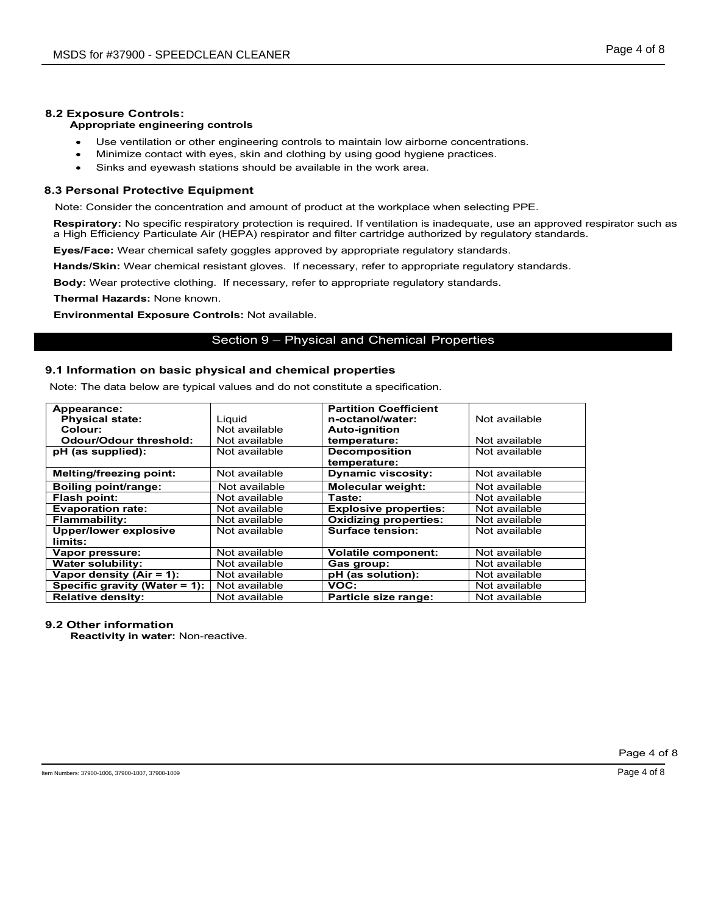### 8.2 Exposure Controls:

**Appropriate engineering controls**

- Use ventilation or other engineering controls to maintain low airborne concentrations.
- Minimize contact with eyes, skin and clothing by using good hygiene practices.
- Sinks and eyewash stations should be available in the work area.

### 8.3 Personal Protective Equipment

Note: Consider the concentration and amount of product at the workplace when selecting PPE.

**Respiratory:** No specific respiratory protection is required. If ventilation is inadequate, use an approved respirator such as a High Efficiency Particulate Air (HEPA) respirator and filter cartridge authorized by regulatory standards.

**Eyes/Face:** Wear chemical safety goggles approved by appropriate regulatory standards.

**Hands/Skin:** Wear chemical resistant gloves. If necessary, refer to appropriate regulatory standards.

**Body:** Wear protective clothing. If necessary, refer to appropriate regulatory standards.

**Thermal Hazards:** None known.

**Environmental Exposure Controls:** Not available.

## Section 9 – Physical and Chemical Properties

### 9.1 Information on basic physical and chemical properties

Note: The data below are typical values and do not constitute a specification.

| Property | Value | Property | Value |
|---|---|---|---|
| **Appearance:** | | **Partition Coefficient n-octanol/water:** | Not available |
| **Physical state:** | Liquid | | |
| **Colour:** | Not available | **Auto-ignition temperature:** | Not available |
| **Odour/Odour threshold:** | Not available | | |
| **pH (as supplied):** | Not available | **Decomposition temperature:** | Not available |
| **Melting/freezing point:** | Not available | **Dynamic viscosity:** | Not available |
| **Boiling point/range:** | Not available | **Molecular weight:** | Not available |
| **Flash point:** | Not available | **Taste:** | Not available |
| **Evaporation rate:** | Not available | **Explosive properties:** | Not available |
| **Flammability:** | Not available | **Oxidizing properties:** | Not available |
| **Upper/lower explosive limits:** | Not available | **Surface tension:** | Not available |
| **Vapor pressure:** | Not available | **Volatile component:** | Not available |
| **Water solubility:** | Not available | **Gas group:** | Not available |
| **Vapor density (Air = 1):** | Not available | **pH (as solution):** | Not available |
| **Specific gravity (Water = 1):** | Not available | **VOC:** | Not available |
| **Relative density:** | Not available | **Particle size range:** | Not available |

### 9.2 Other information

**Reactivity in water:** Non-reactive.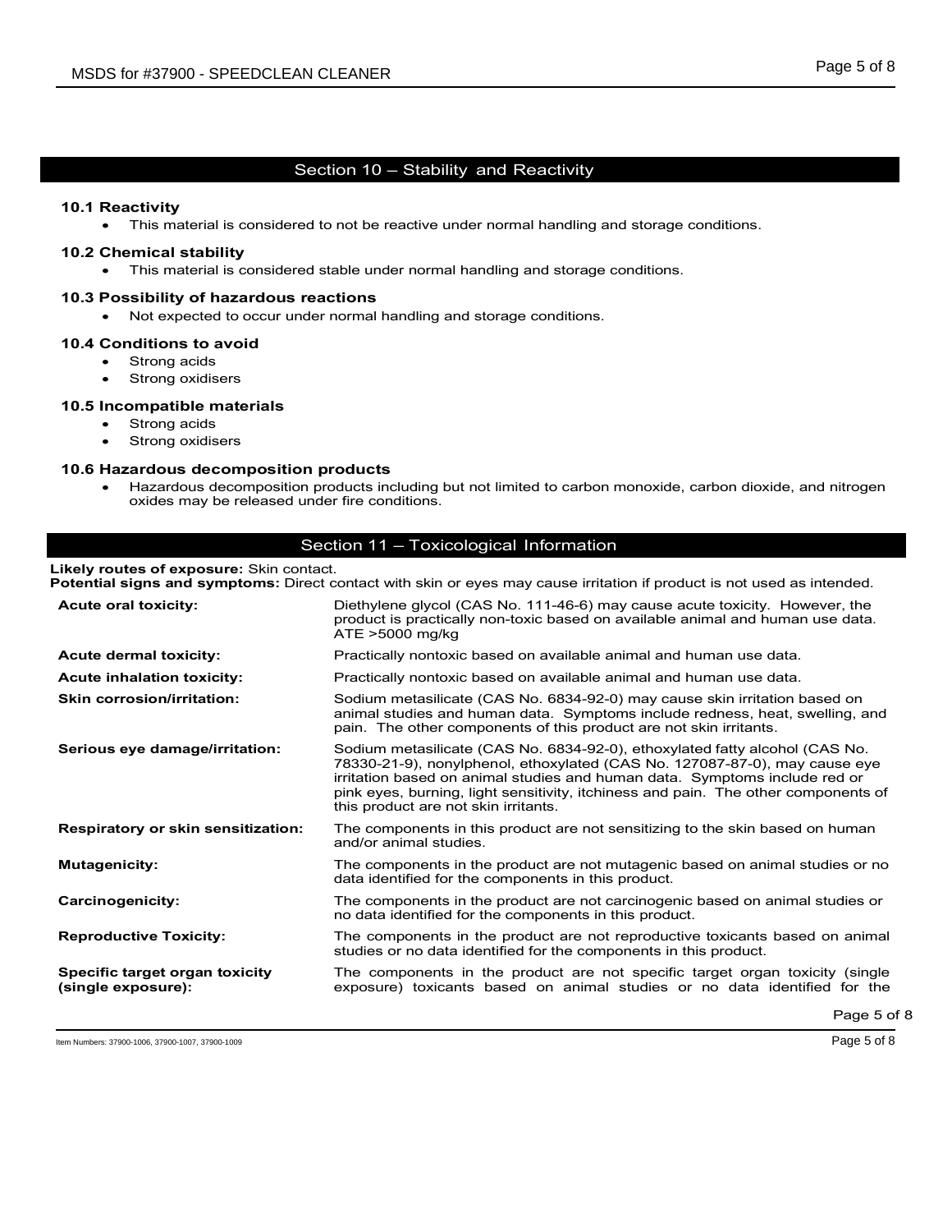## Section 10 – Stability and Reactivity

### 10.1 Reactivity

- This material is considered to not be reactive under normal handling and storage conditions.

### 10.2 Chemical stability

- This material is considered stable under normal handling and storage conditions.

### 10.3 Possibility of hazardous reactions

- Not expected to occur under normal handling and storage conditions.

### 10.4 Conditions to avoid

- Strong acids
- Strong oxidisers

### 10.5 Incompatible materials

- Strong acids
- Strong oxidisers

### 10.6 Hazardous decomposition products

- Hazardous decomposition products including but not limited to carbon monoxide, carbon dioxide, and nitrogen oxides may be released under fire conditions.

## Section 11 – Toxicological Information

**Likely routes of exposure:** Skin contact.
**Potential signs and symptoms:** Direct contact with skin or eyes may cause irritation if product is not used as intended.

| | |
|---|---|
| **Acute oral toxicity:** | Diethylene glycol (CAS No. 111-46-6) may cause acute toxicity. However, the product is practically non-toxic based on available animal and human use data. ATE >5000 mg/kg |
| **Acute dermal toxicity:** | Practically nontoxic based on available animal and human use data. |
| **Acute inhalation toxicity:** | Practically nontoxic based on available animal and human use data. |
| **Skin corrosion/irritation:** | Sodium metasilicate (CAS No. 6834-92-0) may cause skin irritation based on animal studies and human data. Symptoms include redness, heat, swelling, and pain. The other components of this product are not skin irritants. |
| **Serious eye damage/irritation:** | Sodium metasilicate (CAS No. 6834-92-0), ethoxylated fatty alcohol (CAS No. 78330-21-9), nonylphenol, ethoxylated (CAS No. 127087-87-0), may cause eye irritation based on animal studies and human data. Symptoms include red or pink eyes, burning, light sensitivity, itchiness and pain. The other components of this product are not skin irritants. |
| **Respiratory or skin sensitization:** | The components in this product are not sensitizing to the skin based on human and/or animal studies. |
| **Mutagenicity:** | The components in the product are not mutagenic based on animal studies or no data identified for the components in this product. |
| **Carcinogenicity:** | The components in the product are not carcinogenic based on animal studies or no data identified for the components in this product. |
| **Reproductive Toxicity:** | The components in the product are not reproductive toxicants based on animal studies or no data identified for the components in this product. |
| **Specific target organ toxicity (single exposure):** | The components in the product are not specific target organ toxicity (single exposure) toxicants based on animal studies or no data identified for the |

Item Numbers: 37900-1006, 37900-1007, 37900-1009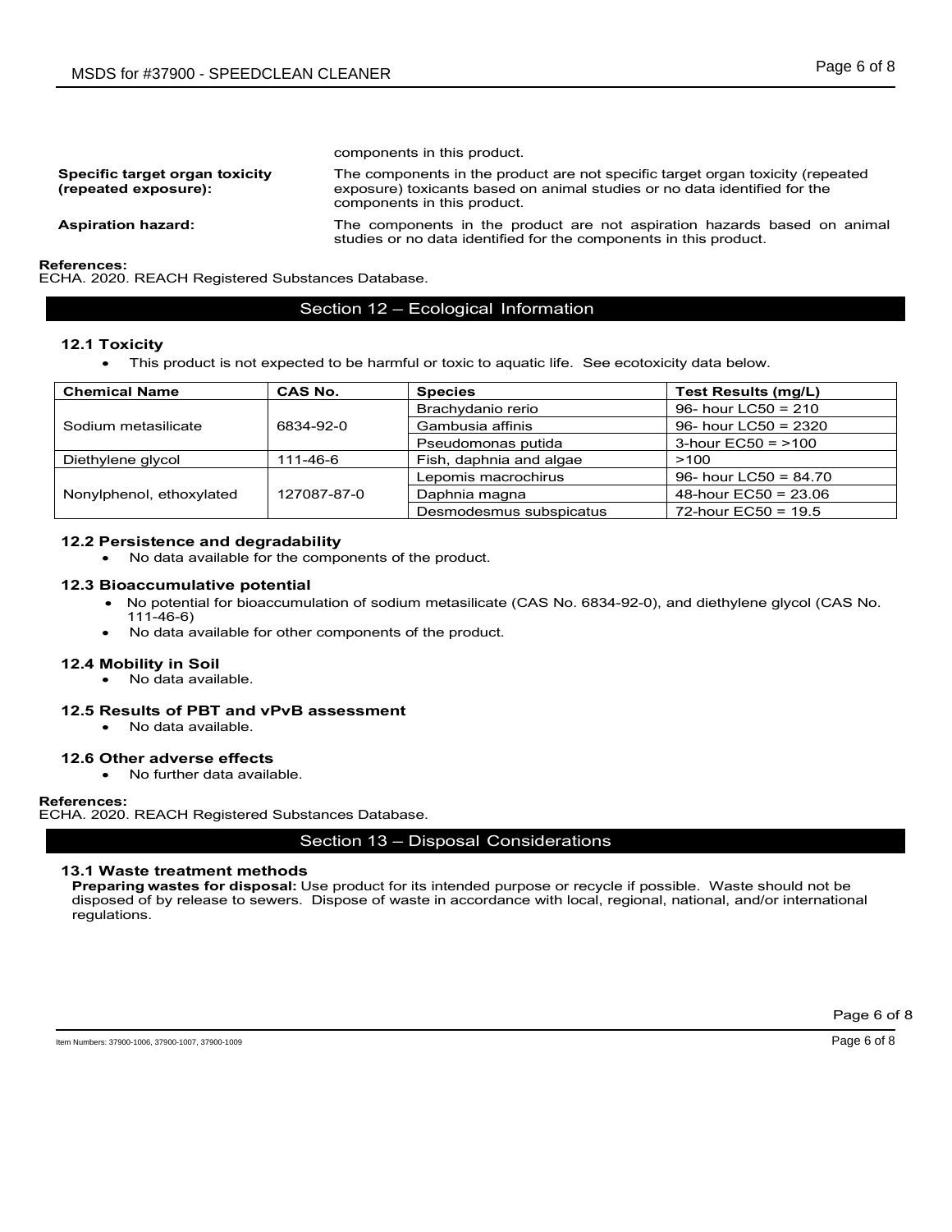components in this product.

**Specific target organ toxicity (repeated exposure):** The components in the product are not specific target organ toxicity (repeated exposure) toxicants based on animal studies or no data identified for the components in this product.

**Aspiration hazard:** The components in the product are not aspiration hazards based on animal studies or no data identified for the components in this product.

**References:**
ECHA. 2020. REACH Registered Substances Database.

## Section 12 – Ecological Information

### 12.1 Toxicity

- This product is not expected to be harmful or toxic to aquatic life. See ecotoxicity data below.

| Chemical Name | CAS No. | Species | Test Results (mg/L) |
|---|---|---|---|
| Sodium metasilicate | 6834-92-0 | Brachydanio rerio | 96- hour LC50 = 210 |
| | | Gambusia affinis | 96- hour LC50 = 2320 |
| | | Pseudomonas putida | 3-hour EC50 = >100 |
| Diethylene glycol | 111-46-6 | Fish, daphnia and algae | >100 |
| Nonylphenol, ethoxylated | 127087-87-0 | Lepomis macrochirus | 96- hour LC50 = 84.70 |
| | | Daphnia magna | 48-hour EC50 = 23.06 |
| | | Desmodesmus subspicatus | 72-hour EC50 = 19.5 |

### 12.2 Persistence and degradability

- No data available for the components of the product.

### 12.3 Bioaccumulative potential

- No potential for bioaccumulation of sodium metasilicate (CAS No. 6834-92-0), and diethylene glycol (CAS No. 111-46-6)
- No data available for other components of the product.

### 12.4 Mobility in Soil

- No data available.

### 12.5 Results of PBT and vPvB assessment

- No data available.

### 12.6 Other adverse effects

- No further data available.

**References:**
ECHA. 2020. REACH Registered Substances Database.

## Section 13 – Disposal Considerations

### 13.1 Waste treatment methods

**Preparing wastes for disposal:** Use product for its intended purpose or recycle if possible. Waste should not be disposed of by release to sewers. Dispose of waste in accordance with local, regional, national, and/or international regulations.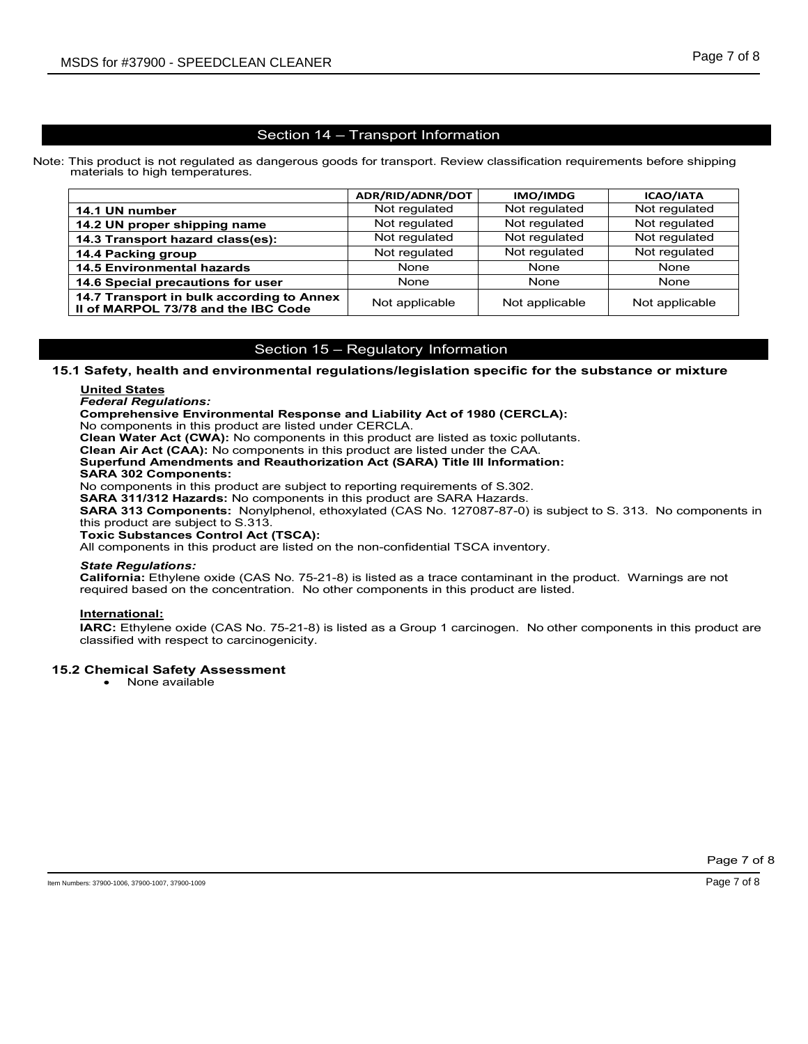## Section 14 – Transport Information

Note: This product is not regulated as dangerous goods for transport. Review classification requirements before shipping materials to high temperatures.

| | ADR/RID/ADNR/DOT | IMO/IMDG | ICAO/IATA |
|---|---|---|---|
| **14.1 UN number** | Not regulated | Not regulated | Not regulated |
| **14.2 UN proper shipping name** | Not regulated | Not regulated | Not regulated |
| **14.3 Transport hazard class(es):** | Not regulated | Not regulated | Not regulated |
| **14.4 Packing group** | Not regulated | Not regulated | Not regulated |
| **14.5 Environmental hazards** | None | None | None |
| **14.6 Special precautions for user** | None | None | None |
| **14.7 Transport in bulk according to Annex II of MARPOL 73/78 and the IBC Code** | Not applicable | Not applicable | Not applicable |

## Section 15 – Regulatory Information

### 15.1 Safety, health and environmental regulations/legislation specific for the substance or mixture

**United States**

***Federal Regulations:***

**Comprehensive Environmental Response and Liability Act of 1980 (CERCLA):**
No components in this product are listed under CERCLA.

**Clean Water Act (CWA):** No components in this product are listed as toxic pollutants.

**Clean Air Act (CAA):** No components in this product are listed under the CAA.

**Superfund Amendments and Reauthorization Act (SARA) Title III Information:**

**SARA 302 Components:**
No components in this product are subject to reporting requirements of S.302.

**SARA 311/312 Hazards:** No components in this product are SARA Hazards.

**SARA 313 Components:** Nonylphenol, ethoxylated (CAS No. 127087-87-0) is subject to S. 313. No components in this product are subject to S.313.

**Toxic Substances Control Act (TSCA):**
All components in this product are listed on the non-confidential TSCA inventory.

***State Regulations:***

**California:** Ethylene oxide (CAS No. 75-21-8) is listed as a trace contaminant in the product. Warnings are not required based on the concentration. No other components in this product are listed.

**International:**

**IARC:** Ethylene oxide (CAS No. 75-21-8) is listed as a Group 1 carcinogen. No other components in this product are classified with respect to carcinogenicity.

### 15.2 Chemical Safety Assessment

- None available

Item Numbers: 37900-1006, 37900-1007, 37900-1009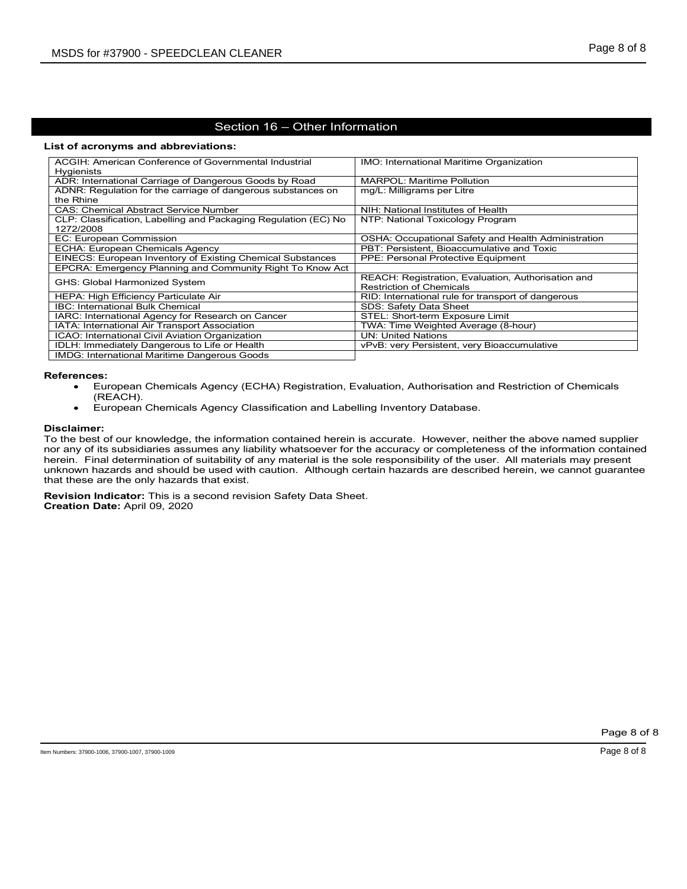## Section 16 – Other Information

**List of acronyms and abbreviations:**

| | |
|---|---|
| ACGIH: American Conference of Governmental Industrial Hygienists | IMO: International Maritime Organization |
| ADR: International Carriage of Dangerous Goods by Road | MARPOL: Maritime Pollution |
| ADNR: Regulation for the carriage of dangerous substances on the Rhine | mg/L: Milligrams per Litre |
| CAS: Chemical Abstract Service Number | NIH: National Institutes of Health |
| CLP: Classification, Labelling and Packaging Regulation (EC) No 1272/2008 | NTP: National Toxicology Program |
| EC: European Commission | OSHA: Occupational Safety and Health Administration |
| ECHA: European Chemicals Agency | PBT: Persistent, Bioaccumulative and Toxic |
| EINECS: European Inventory of Existing Chemical Substances | PPE: Personal Protective Equipment |
| EPCRA: Emergency Planning and Community Right To Know Act | |
| GHS: Global Harmonized System | REACH: Registration, Evaluation, Authorisation and Restriction of Chemicals |
| HEPA: High Efficiency Particulate Air | RID: International rule for transport of dangerous |
| IBC: International Bulk Chemical | SDS: Safety Data Sheet |
| IARC: International Agency for Research on Cancer | STEL: Short-term Exposure Limit |
| IATA: International Air Transport Association | TWA: Time Weighted Average (8-hour) |
| ICAO: International Civil Aviation Organization | UN: United Nations |
| IDLH: Immediately Dangerous to Life or Health | vPvB: very Persistent, very Bioaccumulative |
| IMDG: International Maritime Dangerous Goods | |

**References:**

- European Chemicals Agency (ECHA) Registration, Evaluation, Authorisation and Restriction of Chemicals (REACH).
- European Chemicals Agency Classification and Labelling Inventory Database.

**Disclaimer:**
To the best of our knowledge, the information contained herein is accurate. However, neither the above named supplier nor any of its subsidiaries assumes any liability whatsoever for the accuracy or completeness of the information contained herein. Final determination of suitability of any material is the sole responsibility of the user. All materials may present unknown hazards and should be used with caution. Although certain hazards are described herein, we cannot guarantee that these are the only hazards that exist.

**Revision Indicator:** This is a second revision Safety Data Sheet.
**Creation Date:** April 09, 2020

Item Numbers: 37900-1006, 37900-1007, 37900-1009